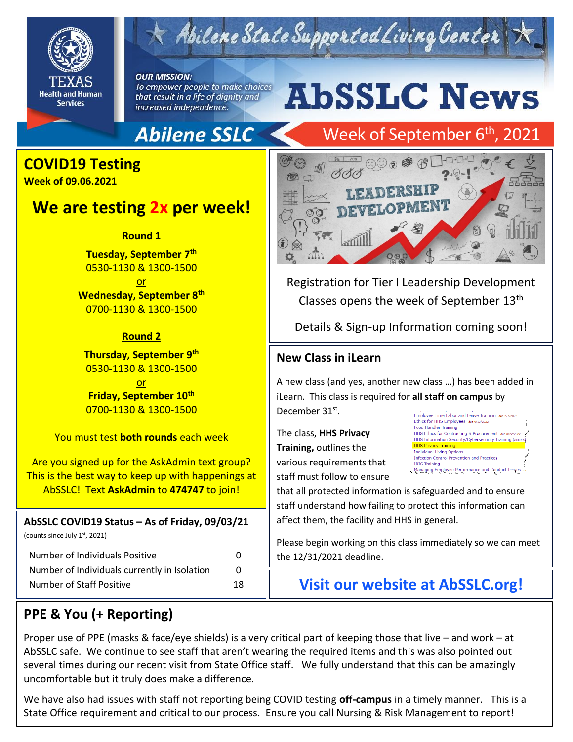# AbSSLC News

Abilene State Supported Living Center

Texas Health and Human Services

***OUR MISSION:***
*To empower people to make choices that result in a life of dignity and increased independence.*

**Abilene SSLC** — Week of September 6th, 2021

## COVID19 Testing

**Week of 09.06.2021**

### We are testing 2x per week!

**Round 1**

**Tuesday, September 7th**
0530-1130 & 1300-1500

or

**Wednesday, September 8th**
0700-1130 & 1300-1500

**Round 2**

**Thursday, September 9th**
0530-1130 & 1300-1500

or

**Friday, September 10th**
0700-1130 & 1300-1500

You must test **both rounds** each week

Are you signed up for the AskAdmin text group? This is the best way to keep up with happenings at AbSSLC! Text **AskAdmin** to **474747** to join!

### AbSSLC COVID19 Status – As of Friday, 09/03/21

(counts since July 1st, 2021)

| | |
|---|---|
| Number of Individuals Positive | 0 |
| Number of Individuals currently in Isolation | 0 |
| Number of Staff Positive | 18 |

## Leadership Development

Registration for Tier I Leadership Development Classes opens the week of September 13th

Details & Sign-up Information coming soon!

### New Class in iLearn

A new class (and yes, another new class …) has been added in iLearn. This class is required for **all staff on campus** by December 31st.

The class, **HHS Privacy Training,** outlines the various requirements that staff must follow to ensure that all protected information is safeguarded and to ensure staff understand how failing to protect this information can affect them, the facility and HHS in general.

Please begin working on this class immediately so we can meet the 12/31/2021 deadline.

### Visit our website at AbSSLC.org!

## PPE & You (+ Reporting)

Proper use of PPE (masks & face/eye shields) is a very critical part of keeping those that live – and work – at AbSSLC safe. We continue to see staff that aren't wearing the required items and this was also pointed out several times during our recent visit from State Office staff. We fully understand that this can be amazingly uncomfortable but it truly does make a difference.

We have also had issues with staff not reporting being COVID testing **off-campus** in a timely manner. This is a State Office requirement and critical to our process. Ensure you call Nursing & Risk Management to report!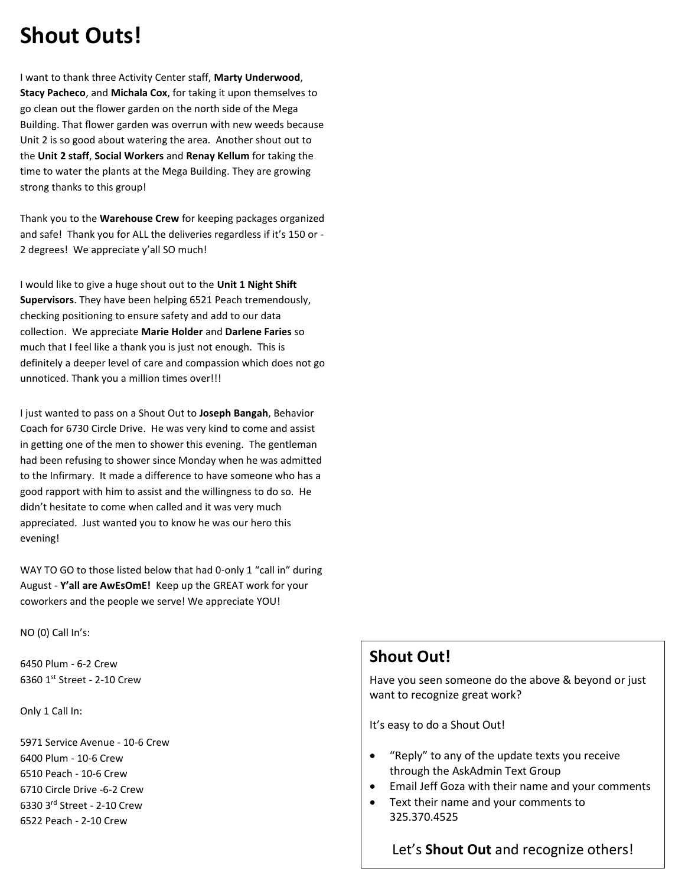# Shout Outs!

I want to thank three Activity Center staff, **Marty Underwood**, **Stacy Pacheco**, and **Michala Cox**, for taking it upon themselves to go clean out the flower garden on the north side of the Mega Building. That flower garden was overrun with new weeds because Unit 2 is so good about watering the area. Another shout out to the **Unit 2 staff**, **Social Workers** and **Renay Kellum** for taking the time to water the plants at the Mega Building. They are growing strong thanks to this group!

Thank you to the **Warehouse Crew** for keeping packages organized and safe! Thank you for ALL the deliveries regardless if it's 150 or -2 degrees! We appreciate y'all SO much!

I would like to give a huge shout out to the **Unit 1 Night Shift Supervisors**. They have been helping 6521 Peach tremendously, checking positioning to ensure safety and add to our data collection. We appreciate **Marie Holder** and **Darlene Faries** so much that I feel like a thank you is just not enough. This is definitely a deeper level of care and compassion which does not go unnoticed. Thank you a million times over!!!

I just wanted to pass on a Shout Out to **Joseph Bangah**, Behavior Coach for 6730 Circle Drive. He was very kind to come and assist in getting one of the men to shower this evening. The gentleman had been refusing to shower since Monday when he was admitted to the Infirmary. It made a difference to have someone who has a good rapport with him to assist and the willingness to do so. He didn't hesitate to come when called and it was very much appreciated. Just wanted you to know he was our hero this evening!

WAY TO GO to those listed below that had 0-only 1 "call in" during August - **Y'all are AwEsOmE!** Keep up the GREAT work for your coworkers and the people we serve! We appreciate YOU!

NO (0) Call In's:

6450 Plum - 6-2 Crew
6360 1st Street - 2-10 Crew

Only 1 Call In:

5971 Service Avenue - 10-6 Crew
6400 Plum - 10-6 Crew
6510 Peach - 10-6 Crew
6710 Circle Drive -6-2 Crew
6330 3rd Street - 2-10 Crew
6522 Peach - 2-10 Crew

## Shout Out!

Have you seen someone do the above & beyond or just want to recognize great work?

It's easy to do a Shout Out!

- "Reply" to any of the update texts you receive through the AskAdmin Text Group
- Email Jeff Goza with their name and your comments
- Text their name and your comments to 325.370.4525

Let's **Shout Out** and recognize others!